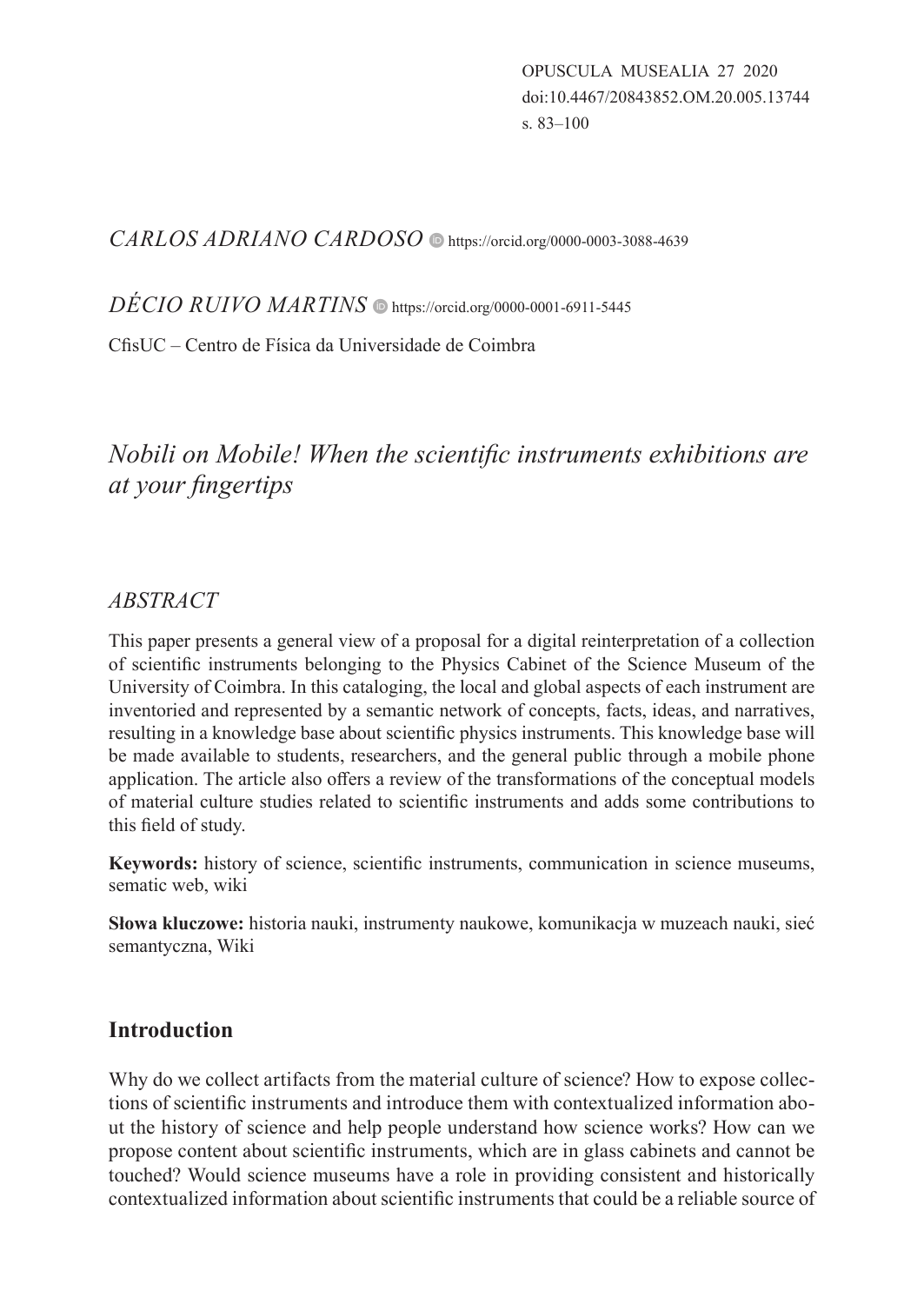*CARLOS ADRIANO CARDOSO* https://orcid.org/0000-0003-3088-4639

*DÉCIO RUIVO MARTINS* https://orcid.org/0000-0001-6911-5445

CfisUC – Centro de Física da Universidade de Coimbra

# *Nobili on Mobile! When the scientific instruments exhibitions are at your fingertips*

## *ABSTRACT*

This paper presents a general view of a proposal for a digital reinterpretation of a collection of scientific instruments belonging to the Physics Cabinet of the Science Museum of the University of Coimbra. In this cataloging, the local and global aspects of each instrument are inventoried and represented by a semantic network of concepts, facts, ideas, and narratives, resulting in a knowledge base about scientific physics instruments. This knowledge base will be made available to students, researchers, and the general public through a mobile phone application. The article also offers a review of the transformations of the conceptual models of material culture studies related to scientific instruments and adds some contributions to this field of study.

**Keywords:** history of science, scientific instruments, communication in science museums, sematic web, wiki

**Słowa kluczowe:** historia nauki, instrumenty naukowe, komunikacja w muzeach nauki, sieć semantyczna, Wiki

## Introduction

Why do we collect artifacts from the material culture of science? How to expose collections of scientific instruments and introduce them with contextualized information about the history of science and help people understand how science works? How can we propose content about scientific instruments, which are in glass cabinets and cannot be touched? Would science museums have a role in providing consistent and historically contextualized information about scientific instruments that could be a reliable source of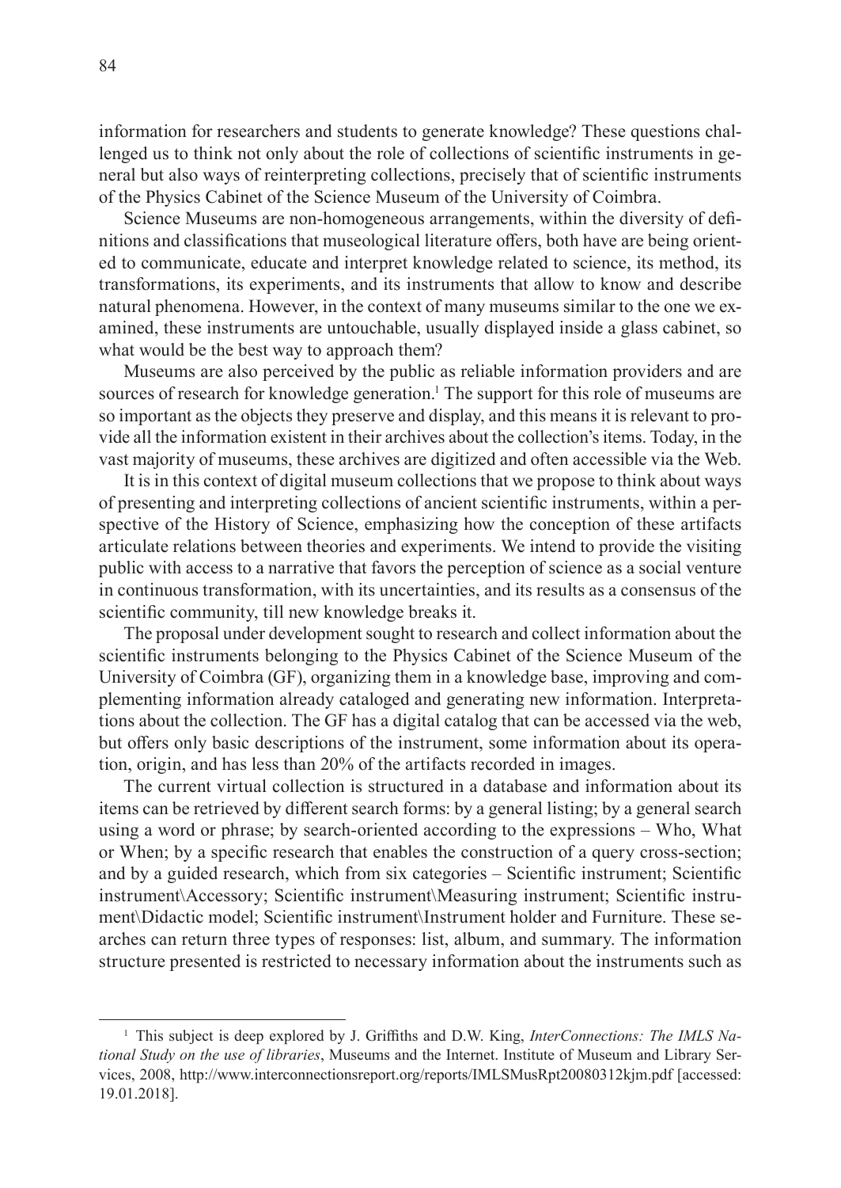information for researchers and students to generate knowledge? These questions challenged us to think not only about the role of collections of scientific instruments in general but also ways of reinterpreting collections, precisely that of scientific instruments of the Physics Cabinet of the Science Museum of the University of Coimbra.

Science Museums are non-homogeneous arrangements, within the diversity of definitions and classifications that museological literature offers, both have are being oriented to communicate, educate and interpret knowledge related to science, its method, its transformations, its experiments, and its instruments that allow to know and describe natural phenomena. However, in the context of many museums similar to the one we examined, these instruments are untouchable, usually displayed inside a glass cabinet, so what would be the best way to approach them?

Museums are also perceived by the public as reliable information providers and are sources of research for knowledge generation.[1] The support for this role of museums are so important as the objects they preserve and display, and this means it is relevant to provide all the information existent in their archives about the collection's items. Today, in the vast majority of museums, these archives are digitized and often accessible via the Web.

It is in this context of digital museum collections that we propose to think about ways of presenting and interpreting collections of ancient scientific instruments, within a perspective of the History of Science, emphasizing how the conception of these artifacts articulate relations between theories and experiments. We intend to provide the visiting public with access to a narrative that favors the perception of science as a social venture in continuous transformation, with its uncertainties, and its results as a consensus of the scientific community, till new knowledge breaks it.

The proposal under development sought to research and collect information about the scientific instruments belonging to the Physics Cabinet of the Science Museum of the University of Coimbra (GF), organizing them in a knowledge base, improving and complementing information already cataloged and generating new information. Interpretations about the collection. The GF has a digital catalog that can be accessed via the web, but offers only basic descriptions of the instrument, some information about its operation, origin, and has less than 20% of the artifacts recorded in images.

The current virtual collection is structured in a database and information about its items can be retrieved by different search forms: by a general listing; by a general search using a word or phrase; by search-oriented according to the expressions – Who, What or When; by a specific research that enables the construction of a query cross-section; and by a guided research, which from six categories – Scientific instrument; Scientific instrument\Accessory; Scientific instrument\Measuring instrument; Scientific instrument\Didactic model; Scientific instrument\Instrument holder and Furniture. These searches can return three types of responses: list, album, and summary. The information structure presented is restricted to necessary information about the instruments such as

[1] This subject is deep explored by J. Griffiths and D.W. King, *InterConnections: The IMLS National Study on the use of libraries*, Museums and the Internet. Institute of Museum and Library Services, 2008, http://www.interconnectionsreport.org/reports/IMLSMusRpt20080312kjm.pdf [accessed: 19.01.2018].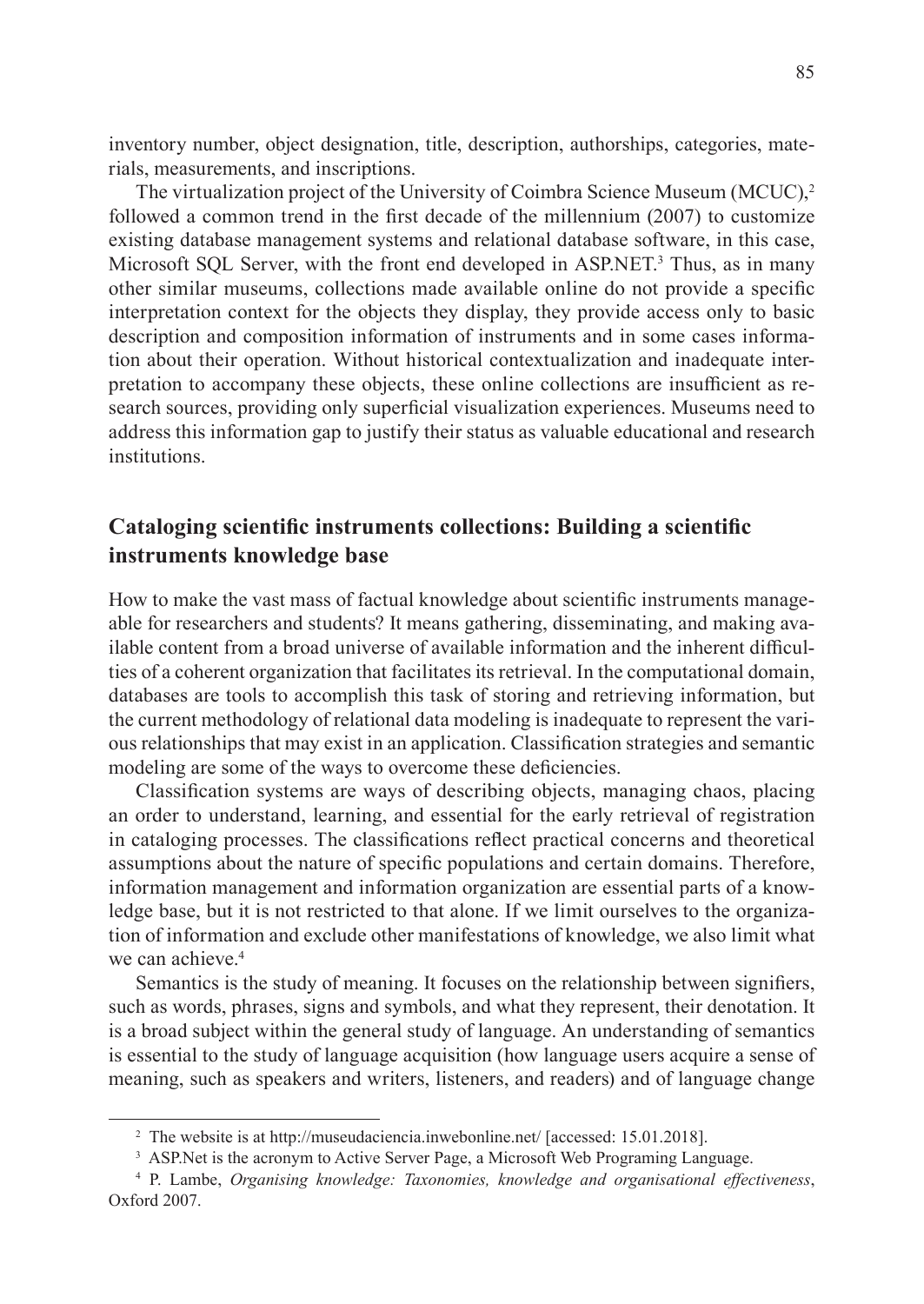inventory number, object designation, title, description, authorships, categories, materials, measurements, and inscriptions.

The virtualization project of the University of Coimbra Science Museum (MCUC),[2] followed a common trend in the first decade of the millennium (2007) to customize existing database management systems and relational database software, in this case, Microsoft SQL Server, with the front end developed in ASP.NET.[3] Thus, as in many other similar museums, collections made available online do not provide a specific interpretation context for the objects they display, they provide access only to basic description and composition information of instruments and in some cases information about their operation. Without historical contextualization and inadequate interpretation to accompany these objects, these online collections are insufficient as research sources, providing only superficial visualization experiences. Museums need to address this information gap to justify their status as valuable educational and research institutions.

## Cataloging scientific instruments collections: Building a scientific instruments knowledge base

How to make the vast mass of factual knowledge about scientific instruments manageable for researchers and students? It means gathering, disseminating, and making available content from a broad universe of available information and the inherent difficulties of a coherent organization that facilitates its retrieval. In the computational domain, databases are tools to accomplish this task of storing and retrieving information, but the current methodology of relational data modeling is inadequate to represent the various relationships that may exist in an application. Classification strategies and semantic modeling are some of the ways to overcome these deficiencies.

Classification systems are ways of describing objects, managing chaos, placing an order to understand, learning, and essential for the early retrieval of registration in cataloging processes. The classifications reflect practical concerns and theoretical assumptions about the nature of specific populations and certain domains. Therefore, information management and information organization are essential parts of a knowledge base, but it is not restricted to that alone. If we limit ourselves to the organization of information and exclude other manifestations of knowledge, we also limit what we can achieve.[4]

Semantics is the study of meaning. It focuses on the relationship between signifiers, such as words, phrases, signs and symbols, and what they represent, their denotation. It is a broad subject within the general study of language. An understanding of semantics is essential to the study of language acquisition (how language users acquire a sense of meaning, such as speakers and writers, listeners, and readers) and of language change

---

[2] The website is at http://museudaciencia.inwebonline.net/ [accessed: 15.01.2018].

[3] ASP.Net is the acronym to Active Server Page, a Microsoft Web Programing Language.

[4] P. Lambe, *Organising knowledge: Taxonomies, knowledge and organisational effectiveness*, Oxford 2007.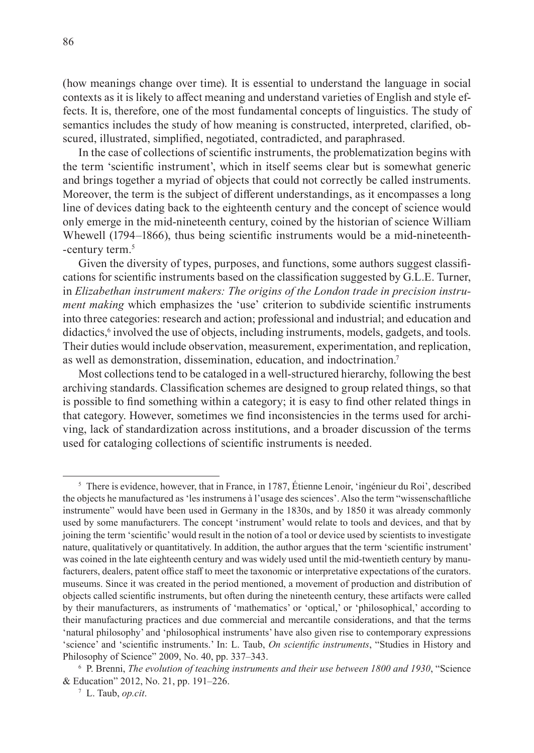(how meanings change over time). It is essential to understand the language in social contexts as it is likely to affect meaning and understand varieties of English and style effects. It is, therefore, one of the most fundamental concepts of linguistics. The study of semantics includes the study of how meaning is constructed, interpreted, clarified, obscured, illustrated, simplified, negotiated, contradicted, and paraphrased.

In the case of collections of scientific instruments, the problematization begins with the term 'scientific instrument', which in itself seems clear but is somewhat generic and brings together a myriad of objects that could not correctly be called instruments. Moreover, the term is the subject of different understandings, as it encompasses a long line of devices dating back to the eighteenth century and the concept of science would only emerge in the mid-nineteenth century, coined by the historian of science William Whewell (1794–1866), thus being scientific instruments would be a mid-nineteenth-century term.[5]

Given the diversity of types, purposes, and functions, some authors suggest classifications for scientific instruments based on the classification suggested by G.L.E. Turner, in *Elizabethan instrument makers: The origins of the London trade in precision instrument making* which emphasizes the 'use' criterion to subdivide scientific instruments into three categories: research and action; professional and industrial; and education and didactics,[6] involved the use of objects, including instruments, models, gadgets, and tools. Their duties would include observation, measurement, experimentation, and replication, as well as demonstration, dissemination, education, and indoctrination.[7]

Most collections tend to be cataloged in a well-structured hierarchy, following the best archiving standards. Classification schemes are designed to group related things, so that is possible to find something within a category; it is easy to find other related things in that category. However, sometimes we find inconsistencies in the terms used for archiving, lack of standardization across institutions, and a broader discussion of the terms used for cataloging collections of scientific instruments is needed.

---

[5] There is evidence, however, that in France, in 1787, Étienne Lenoir, 'ingénieur du Roi', described the objects he manufactured as 'les instrumens à l'usage des sciences'. Also the term "wissenschaftliche instrumente" would have been used in Germany in the 1830s, and by 1850 it was already commonly used by some manufacturers. The concept 'instrument' would relate to tools and devices, and that by joining the term 'scientific' would result in the notion of a tool or device used by scientists to investigate nature, qualitatively or quantitatively. In addition, the author argues that the term 'scientific instrument' was coined in the late eighteenth century and was widely used until the mid-twentieth century by manufacturers, dealers, patent office staff to meet the taxonomic or interpretative expectations of the curators. museums. Since it was created in the period mentioned, a movement of production and distribution of objects called scientific instruments, but often during the nineteenth century, these artifacts were called by their manufacturers, as instruments of 'mathematics' or 'optical,' or 'philosophical,' according to their manufacturing practices and due commercial and mercantile considerations, and that the terms 'natural philosophy' and 'philosophical instruments' have also given rise to contemporary expressions 'science' and 'scientific instruments.' In: L. Taub, *On scientific instruments*, "Studies in History and Philosophy of Science" 2009, No. 40, pp. 337–343.

[6] P. Brenni, *The evolution of teaching instruments and their use between 1800 and 1930*, "Science & Education" 2012, No. 21, pp. 191–226.

[7] L. Taub, *op.cit*.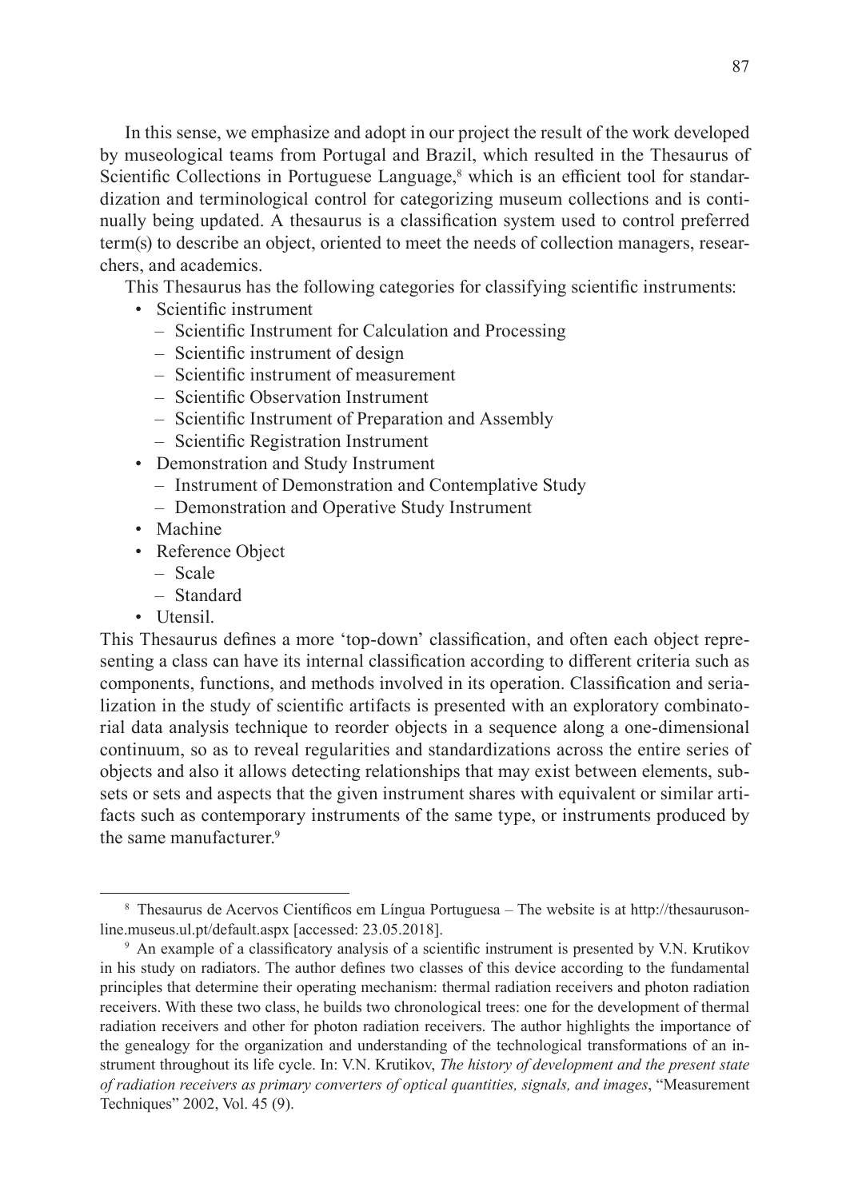In this sense, we emphasize and adopt in our project the result of the work developed by museological teams from Portugal and Brazil, which resulted in the Thesaurus of Scientific Collections in Portuguese Language,[8] which is an efficient tool for standardization and terminological control for categorizing museum collections and is continually being updated. A thesaurus is a classification system used to control preferred term(s) to describe an object, oriented to meet the needs of collection managers, researchers, and academics.

This Thesaurus has the following categories for classifying scientific instruments:

- Scientific instrument
  - Scientific Instrument for Calculation and Processing
  - Scientific instrument of design
  - Scientific instrument of measurement
  - Scientific Observation Instrument
  - Scientific Instrument of Preparation and Assembly
  - Scientific Registration Instrument
- Demonstration and Study Instrument
  - Instrument of Demonstration and Contemplative Study
  - Demonstration and Operative Study Instrument
- Machine
- Reference Object
  - Scale
  - Standard
- Utensil.

This Thesaurus defines a more 'top-down' classification, and often each object representing a class can have its internal classification according to different criteria such as components, functions, and methods involved in its operation. Classification and serialization in the study of scientific artifacts is presented with an exploratory combinatorial data analysis technique to reorder objects in a sequence along a one-dimensional continuum, so as to reveal regularities and standardizations across the entire series of objects and also it allows detecting relationships that may exist between elements, subsets or sets and aspects that the given instrument shares with equivalent or similar artifacts such as contemporary instruments of the same type, or instruments produced by the same manufacturer.[9]

---

[8] Thesaurus de Acervos Científicos em Língua Portuguesa – The website is at http://thesaurusonline.museus.ul.pt/default.aspx [accessed: 23.05.2018].

[9] An example of a classificatory analysis of a scientific instrument is presented by V.N. Krutikov in his study on radiators. The author defines two classes of this device according to the fundamental principles that determine their operating mechanism: thermal radiation receivers and photon radiation receivers. With these two class, he builds two chronological trees: one for the development of thermal radiation receivers and other for photon radiation receivers. The author highlights the importance of the genealogy for the organization and understanding of the technological transformations of an instrument throughout its life cycle. In: V.N. Krutikov, *The history of development and the present state of radiation receivers as primary converters of optical quantities, signals, and images*, "Measurement Techniques" 2002, Vol. 45 (9).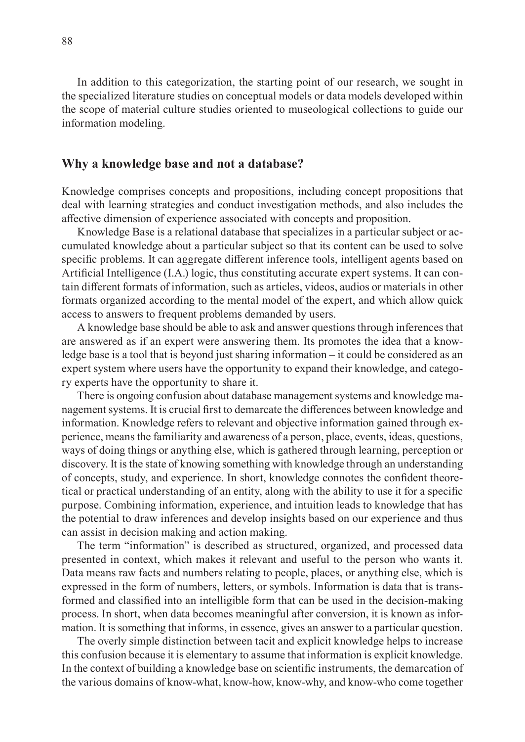In addition to this categorization, the starting point of our research, we sought in the specialized literature studies on conceptual models or data models developed within the scope of material culture studies oriented to museological collections to guide our information modeling.

## Why a knowledge base and not a database?

Knowledge comprises concepts and propositions, including concept propositions that deal with learning strategies and conduct investigation methods, and also includes the affective dimension of experience associated with concepts and proposition.

Knowledge Base is a relational database that specializes in a particular subject or accumulated knowledge about a particular subject so that its content can be used to solve specific problems. It can aggregate different inference tools, intelligent agents based on Artificial Intelligence (I.A.) logic, thus constituting accurate expert systems. It can contain different formats of information, such as articles, videos, audios or materials in other formats organized according to the mental model of the expert, and which allow quick access to answers to frequent problems demanded by users.

A knowledge base should be able to ask and answer questions through inferences that are answered as if an expert were answering them. Its promotes the idea that a knowledge base is a tool that is beyond just sharing information – it could be considered as an expert system where users have the opportunity to expand their knowledge, and category experts have the opportunity to share it.

There is ongoing confusion about database management systems and knowledge management systems. It is crucial first to demarcate the differences between knowledge and information. Knowledge refers to relevant and objective information gained through experience, means the familiarity and awareness of a person, place, events, ideas, questions, ways of doing things or anything else, which is gathered through learning, perception or discovery. It is the state of knowing something with knowledge through an understanding of concepts, study, and experience. In short, knowledge connotes the confident theoretical or practical understanding of an entity, along with the ability to use it for a specific purpose. Combining information, experience, and intuition leads to knowledge that has the potential to draw inferences and develop insights based on our experience and thus can assist in decision making and action making.

The term "information" is described as structured, organized, and processed data presented in context, which makes it relevant and useful to the person who wants it. Data means raw facts and numbers relating to people, places, or anything else, which is expressed in the form of numbers, letters, or symbols. Information is data that is transformed and classified into an intelligible form that can be used in the decision-making process. In short, when data becomes meaningful after conversion, it is known as information. It is something that informs, in essence, gives an answer to a particular question.

The overly simple distinction between tacit and explicit knowledge helps to increase this confusion because it is elementary to assume that information is explicit knowledge. In the context of building a knowledge base on scientific instruments, the demarcation of the various domains of know-what, know-how, know-why, and know-who come together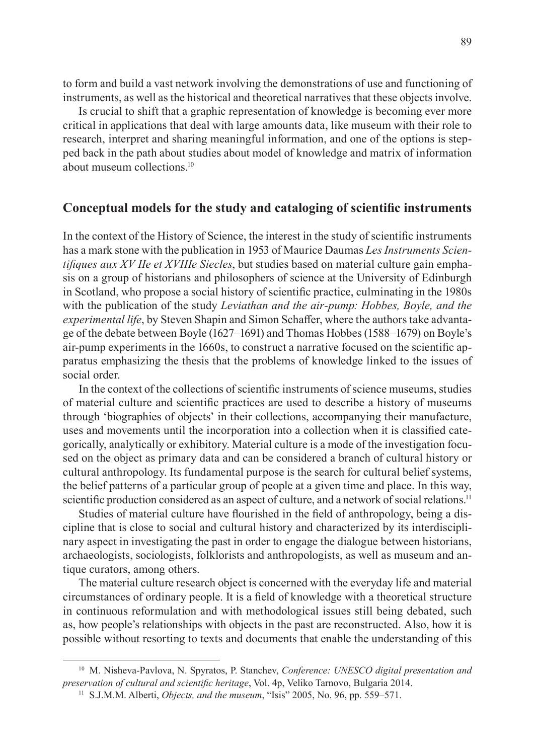to form and build a vast network involving the demonstrations of use and functioning of instruments, as well as the historical and theoretical narratives that these objects involve.

Is crucial to shift that a graphic representation of knowledge is becoming ever more critical in applications that deal with large amounts data, like museum with their role to research, interpret and sharing meaningful information, and one of the options is stepped back in the path about studies about model of knowledge and matrix of information about museum collections.[10]

## Conceptual models for the study and cataloging of scientific instruments

In the context of the History of Science, the interest in the study of scientific instruments has a mark stone with the publication in 1953 of Maurice Daumas *Les Instruments Scientifiques aux XV IIe et XVIIIe Siecles*, but studies based on material culture gain emphasis on a group of historians and philosophers of science at the University of Edinburgh in Scotland, who propose a social history of scientific practice, culminating in the 1980s with the publication of the study *Leviathan and the air-pump: Hobbes, Boyle, and the experimental life*, by Steven Shapin and Simon Schaffer, where the authors take advantage of the debate between Boyle (1627–1691) and Thomas Hobbes (1588–1679) on Boyle's air-pump experiments in the 1660s, to construct a narrative focused on the scientific apparatus emphasizing the thesis that the problems of knowledge linked to the issues of social order.

In the context of the collections of scientific instruments of science museums, studies of material culture and scientific practices are used to describe a history of museums through 'biographies of objects' in their collections, accompanying their manufacture, uses and movements until the incorporation into a collection when it is classified categorically, analytically or exhibitory. Material culture is a mode of the investigation focused on the object as primary data and can be considered a branch of cultural history or cultural anthropology. Its fundamental purpose is the search for cultural belief systems, the belief patterns of a particular group of people at a given time and place. In this way, scientific production considered as an aspect of culture, and a network of social relations.[11]

Studies of material culture have flourished in the field of anthropology, being a discipline that is close to social and cultural history and characterized by its interdisciplinary aspect in investigating the past in order to engage the dialogue between historians, archaeologists, sociologists, folklorists and anthropologists, as well as museum and antique curators, among others.

The material culture research object is concerned with the everyday life and material circumstances of ordinary people. It is a field of knowledge with a theoretical structure in continuous reformulation and with methodological issues still being debated, such as, how people's relationships with objects in the past are reconstructed. Also, how it is possible without resorting to texts and documents that enable the understanding of this

---

[10] M. Nisheva-Pavlova, N. Spyratos, P. Stanchev, *Conference: UNESCO digital presentation and preservation of cultural and scientific heritage*, Vol. 4p, Veliko Tarnovo, Bulgaria 2014.

[11] S.J.M.M. Alberti, *Objects, and the museum*, "Isis" 2005, No. 96, pp. 559–571.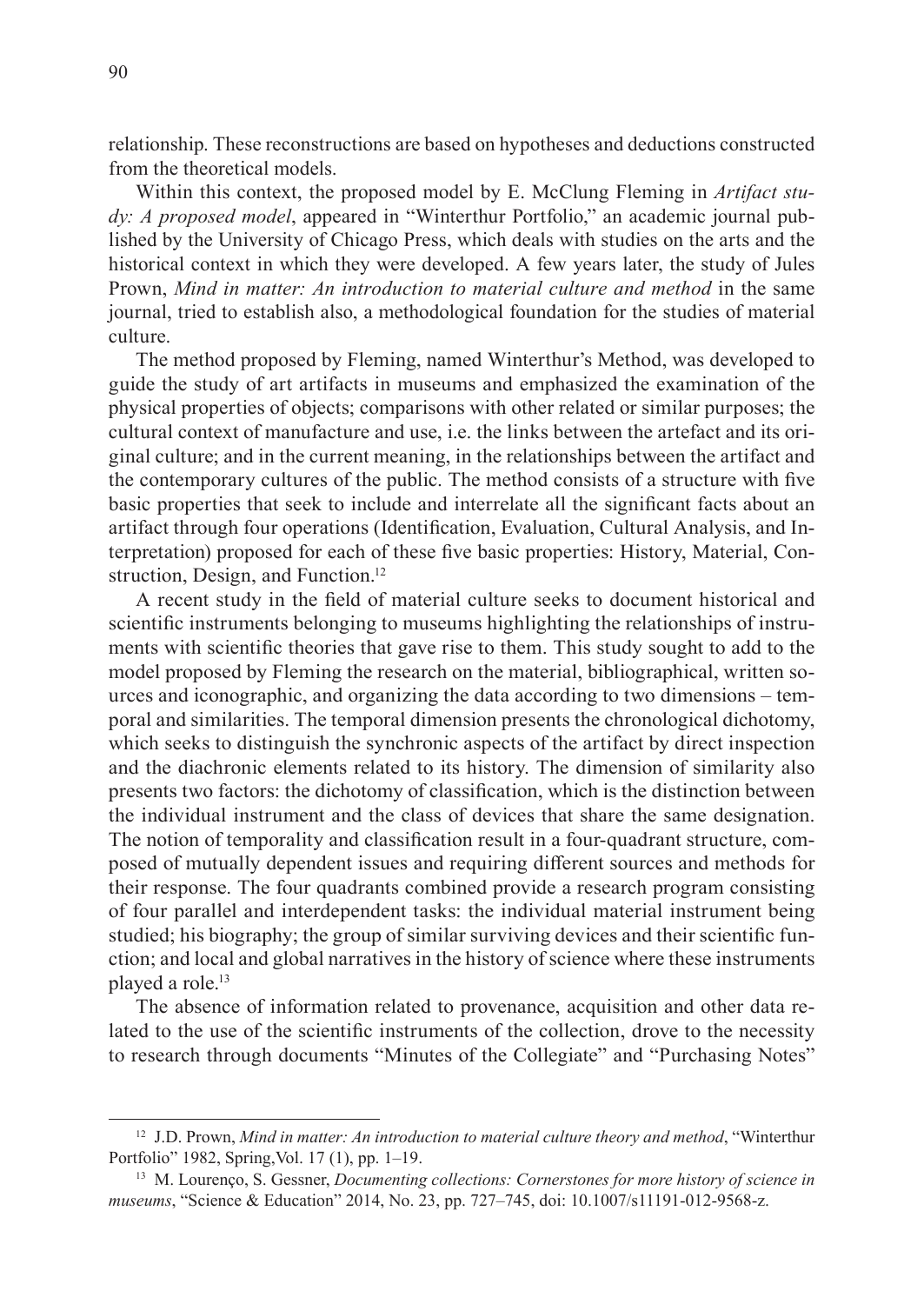relationship. These reconstructions are based on hypotheses and deductions constructed from the theoretical models.

Within this context, the proposed model by E. McClung Fleming in *Artifact study: A proposed model*, appeared in "Winterthur Portfolio," an academic journal published by the University of Chicago Press, which deals with studies on the arts and the historical context in which they were developed. A few years later, the study of Jules Prown, *Mind in matter: An introduction to material culture and method* in the same journal, tried to establish also, a methodological foundation for the studies of material culture.

The method proposed by Fleming, named Winterthur's Method, was developed to guide the study of art artifacts in museums and emphasized the examination of the physical properties of objects; comparisons with other related or similar purposes; the cultural context of manufacture and use, i.e. the links between the artefact and its original culture; and in the current meaning, in the relationships between the artifact and the contemporary cultures of the public. The method consists of a structure with five basic properties that seek to include and interrelate all the significant facts about an artifact through four operations (Identification, Evaluation, Cultural Analysis, and Interpretation) proposed for each of these five basic properties: History, Material, Construction, Design, and Function.[12]

A recent study in the field of material culture seeks to document historical and scientific instruments belonging to museums highlighting the relationships of instruments with scientific theories that gave rise to them. This study sought to add to the model proposed by Fleming the research on the material, bibliographical, written sources and iconographic, and organizing the data according to two dimensions – temporal and similarities. The temporal dimension presents the chronological dichotomy, which seeks to distinguish the synchronic aspects of the artifact by direct inspection and the diachronic elements related to its history. The dimension of similarity also presents two factors: the dichotomy of classification, which is the distinction between the individual instrument and the class of devices that share the same designation. The notion of temporality and classification result in a four-quadrant structure, composed of mutually dependent issues and requiring different sources and methods for their response. The four quadrants combined provide a research program consisting of four parallel and interdependent tasks: the individual material instrument being studied; his biography; the group of similar surviving devices and their scientific function; and local and global narratives in the history of science where these instruments played a role.[13]

The absence of information related to provenance, acquisition and other data related to the use of the scientific instruments of the collection, drove to the necessity to research through documents "Minutes of the Collegiate" and "Purchasing Notes"

---

[12] J.D. Prown, *Mind in matter: An introduction to material culture theory and method*, "Winterthur Portfolio" 1982, Spring, Vol. 17 (1), pp. 1–19.

[13] M. Lourenço, S. Gessner, *Documenting collections: Cornerstones for more history of science in museums*, "Science & Education" 2014, No. 23, pp. 727–745, doi: 10.1007/s11191-012-9568-z.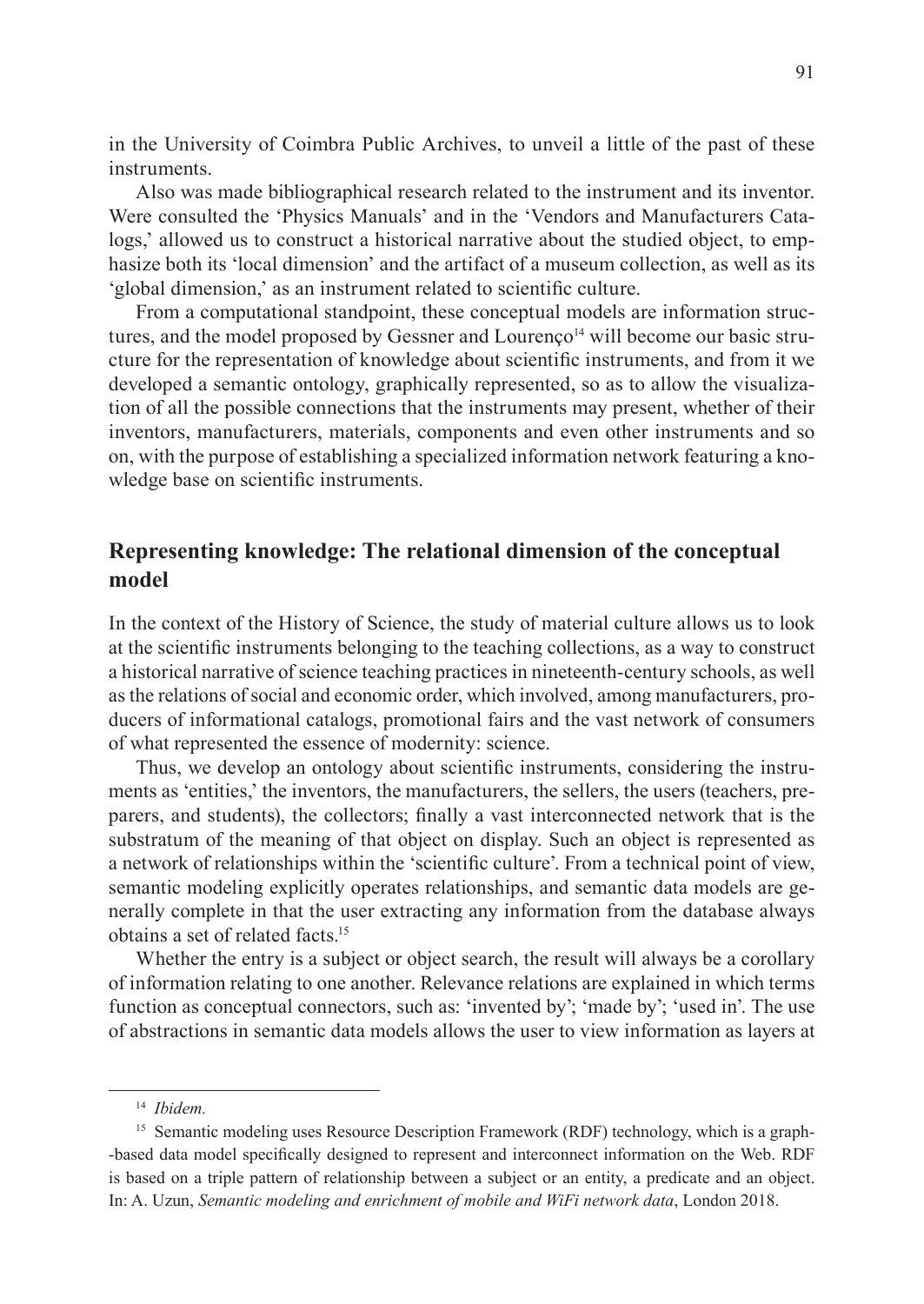in the University of Coimbra Public Archives, to unveil a little of the past of these instruments.

Also was made bibliographical research related to the instrument and its inventor. Were consulted the 'Physics Manuals' and in the 'Vendors and Manufacturers Catalogs,' allowed us to construct a historical narrative about the studied object, to emphasize both its 'local dimension' and the artifact of a museum collection, as well as its 'global dimension,' as an instrument related to scientific culture.

From a computational standpoint, these conceptual models are information structures, and the model proposed by Gessner and Lourenço[14] will become our basic structure for the representation of knowledge about scientific instruments, and from it we developed a semantic ontology, graphically represented, so as to allow the visualization of all the possible connections that the instruments may present, whether of their inventors, manufacturers, materials, components and even other instruments and so on, with the purpose of establishing a specialized information network featuring a knowledge base on scientific instruments.

## Representing knowledge: The relational dimension of the conceptual model

In the context of the History of Science, the study of material culture allows us to look at the scientific instruments belonging to the teaching collections, as a way to construct a historical narrative of science teaching practices in nineteenth-century schools, as well as the relations of social and economic order, which involved, among manufacturers, producers of informational catalogs, promotional fairs and the vast network of consumers of what represented the essence of modernity: science.

Thus, we develop an ontology about scientific instruments, considering the instruments as 'entities,' the inventors, the manufacturers, the sellers, the users (teachers, preparers, and students), the collectors; finally a vast interconnected network that is the substratum of the meaning of that object on display. Such an object is represented as a network of relationships within the 'scientific culture'. From a technical point of view, semantic modeling explicitly operates relationships, and semantic data models are generally complete in that the user extracting any information from the database always obtains a set of related facts.[15]

Whether the entry is a subject or object search, the result will always be a corollary of information relating to one another. Relevance relations are explained in which terms function as conceptual connectors, such as: 'invented by'; 'made by'; 'used in'. The use of abstractions in semantic data models allows the user to view information as layers at

---

[14] *Ibidem.*

[15] Semantic modeling uses Resource Description Framework (RDF) technology, which is a graph-based data model specifically designed to represent and interconnect information on the Web. RDF is based on a triple pattern of relationship between a subject or an entity, a predicate and an object. In: A. Uzun, *Semantic modeling and enrichment of mobile and WiFi network data*, London 2018.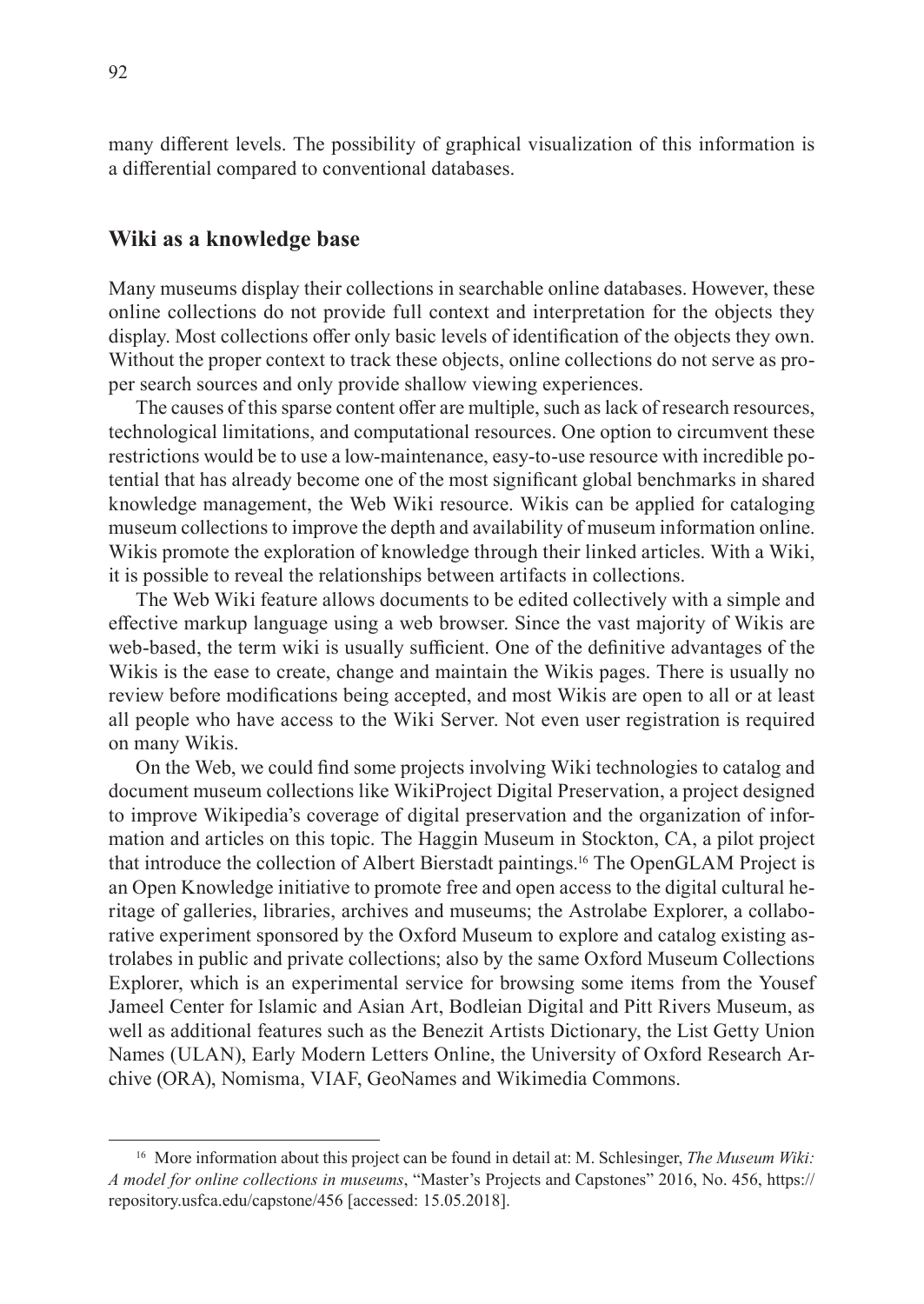many different levels. The possibility of graphical visualization of this information is a differential compared to conventional databases.

## Wiki as a knowledge base

Many museums display their collections in searchable online databases. However, these online collections do not provide full context and interpretation for the objects they display. Most collections offer only basic levels of identification of the objects they own. Without the proper context to track these objects, online collections do not serve as proper search sources and only provide shallow viewing experiences.

The causes of this sparse content offer are multiple, such as lack of research resources, technological limitations, and computational resources. One option to circumvent these restrictions would be to use a low-maintenance, easy-to-use resource with incredible potential that has already become one of the most significant global benchmarks in shared knowledge management, the Web Wiki resource. Wikis can be applied for cataloging museum collections to improve the depth and availability of museum information online. Wikis promote the exploration of knowledge through their linked articles. With a Wiki, it is possible to reveal the relationships between artifacts in collections.

The Web Wiki feature allows documents to be edited collectively with a simple and effective markup language using a web browser. Since the vast majority of Wikis are web-based, the term wiki is usually sufficient. One of the definitive advantages of the Wikis is the ease to create, change and maintain the Wikis pages. There is usually no review before modifications being accepted, and most Wikis are open to all or at least all people who have access to the Wiki Server. Not even user registration is required on many Wikis.

On the Web, we could find some projects involving Wiki technologies to catalog and document museum collections like WikiProject Digital Preservation, a project designed to improve Wikipedia's coverage of digital preservation and the organization of information and articles on this topic. The Haggin Museum in Stockton, CA, a pilot project that introduce the collection of Albert Bierstadt paintings.[16] The OpenGLAM Project is an Open Knowledge initiative to promote free and open access to the digital cultural heritage of galleries, libraries, archives and museums; the Astrolabe Explorer, a collaborative experiment sponsored by the Oxford Museum to explore and catalog existing astrolabes in public and private collections; also by the same Oxford Museum Collections Explorer, which is an experimental service for browsing some items from the Yousef Jameel Center for Islamic and Asian Art, Bodleian Digital and Pitt Rivers Museum, as well as additional features such as the Benezit Artists Dictionary, the List Getty Union Names (ULAN), Early Modern Letters Online, the University of Oxford Research Archive (ORA), Nomisma, VIAF, GeoNames and Wikimedia Commons.

[16] More information about this project can be found in detail at: M. Schlesinger, *The Museum Wiki: A model for online collections in museums*, "Master's Projects and Capstones" 2016, No. 456, https://repository.usfca.edu/capstone/456 [accessed: 15.05.2018].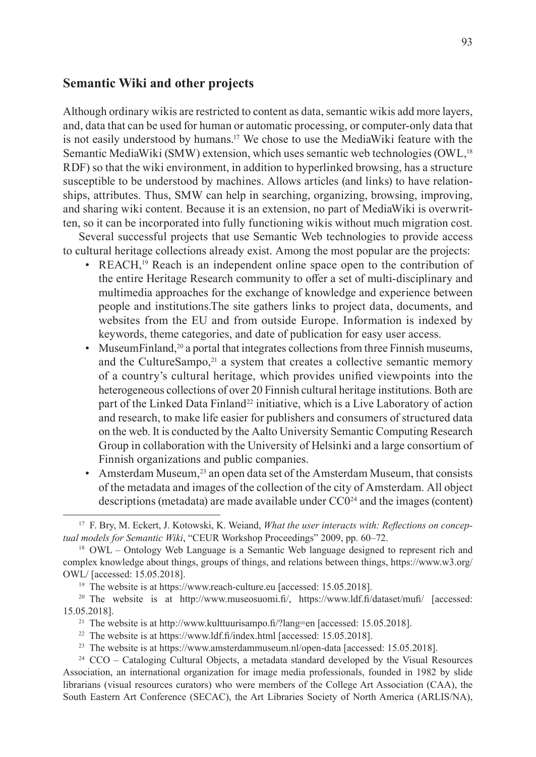## Semantic Wiki and other projects

Although ordinary wikis are restricted to content as data, semantic wikis add more layers, and, data that can be used for human or automatic processing, or computer-only data that is not easily understood by humans.[17] We chose to use the MediaWiki feature with the Semantic MediaWiki (SMW) extension, which uses semantic web technologies (OWL,[18] RDF) so that the wiki environment, in addition to hyperlinked browsing, has a structure susceptible to be understood by machines. Allows articles (and links) to have relationships, attributes. Thus, SMW can help in searching, organizing, browsing, improving, and sharing wiki content. Because it is an extension, no part of MediaWiki is overwritten, so it can be incorporated into fully functioning wikis without much migration cost.

Several successful projects that use Semantic Web technologies to provide access to cultural heritage collections already exist. Among the most popular are the projects:

- REACH,[19] Reach is an independent online space open to the contribution of the entire Heritage Research community to offer a set of multi-disciplinary and multimedia approaches for the exchange of knowledge and experience between people and institutions.The site gathers links to project data, documents, and websites from the EU and from outside Europe. Information is indexed by keywords, theme categories, and date of publication for easy user access.
- MuseumFinland,[20] a portal that integrates collections from three Finnish museums, and the CultureSampo,[21] a system that creates a collective semantic memory of a country's cultural heritage, which provides unified viewpoints into the heterogeneous collections of over 20 Finnish cultural heritage institutions. Both are part of the Linked Data Finland[22] initiative, which is a Live Laboratory of action and research, to make life easier for publishers and consumers of structured data on the web. It is conducted by the Aalto University Semantic Computing Research Group in collaboration with the University of Helsinki and a large consortium of Finnish organizations and public companies.
- Amsterdam Museum,[23] an open data set of the Amsterdam Museum, that consists of the metadata and images of the collection of the city of Amsterdam. All object descriptions (metadata) are made available under CC0[24] and the images (content)

---

[17] F. Bry, M. Eckert, J. Kotowski, K. Weiand, *What the user interacts with: Reflections on conceptual models for Semantic Wiki*, "CEUR Workshop Proceedings" 2009, pp. 60–72.

[18] OWL – Ontology Web Language is a Semantic Web language designed to represent rich and complex knowledge about things, groups of things, and relations between things, https://www.w3.org/OWL/ [accessed: 15.05.2018].

[19] The website is at https://www.reach-culture.eu [accessed: 15.05.2018].

[20] The website is at http://www.museosuomi.fi/, https://www.ldf.fi/dataset/mufi/ [accessed: 15.05.2018].

[21] The website is at http://www.kulttuurisampo.fi/?lang=en [accessed: 15.05.2018].

[22] The website is at https://www.ldf.fi/index.html [accessed: 15.05.2018].

[23] The website is at https://www.amsterdammuseum.nl/open-data [accessed: 15.05.2018].

[24] CCO – Cataloging Cultural Objects, a metadata standard developed by the Visual Resources Association, an international organization for image media professionals, founded in 1982 by slide librarians (visual resources curators) who were members of the College Art Association (CAA), the South Eastern Art Conference (SECAC), the Art Libraries Society of North America (ARLIS/NA),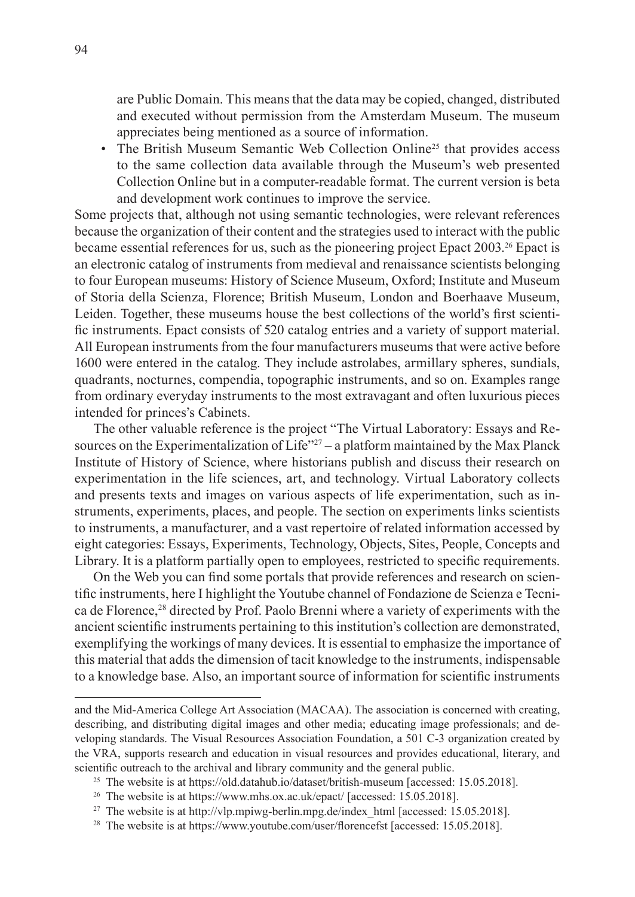are Public Domain. This means that the data may be copied, changed, distributed and executed without permission from the Amsterdam Museum. The museum appreciates being mentioned as a source of information.

- The British Museum Semantic Web Collection Online[25] that provides access to the same collection data available through the Museum's web presented Collection Online but in a computer-readable format. The current version is beta and development work continues to improve the service.

Some projects that, although not using semantic technologies, were relevant references because the organization of their content and the strategies used to interact with the public became essential references for us, such as the pioneering project Epact 2003.[26] Epact is an electronic catalog of instruments from medieval and renaissance scientists belonging to four European museums: History of Science Museum, Oxford; Institute and Museum of Storia della Scienza, Florence; British Museum, London and Boerhaave Museum, Leiden. Together, these museums house the best collections of the world's first scientific instruments. Epact consists of 520 catalog entries and a variety of support material. All European instruments from the four manufacturers museums that were active before 1600 were entered in the catalog. They include astrolabes, armillary spheres, sundials, quadrants, nocturnes, compendia, topographic instruments, and so on. Examples range from ordinary everyday instruments to the most extravagant and often luxurious pieces intended for princes's Cabinets.

The other valuable reference is the project "The Virtual Laboratory: Essays and Resources on the Experimentalization of Life"[27] – a platform maintained by the Max Planck Institute of History of Science, where historians publish and discuss their research on experimentation in the life sciences, art, and technology. Virtual Laboratory collects and presents texts and images on various aspects of life experimentation, such as instruments, experiments, places, and people. The section on experiments links scientists to instruments, a manufacturer, and a vast repertoire of related information accessed by eight categories: Essays, Experiments, Technology, Objects, Sites, People, Concepts and Library. It is a platform partially open to employees, restricted to specific requirements.

On the Web you can find some portals that provide references and research on scientific instruments, here I highlight the Youtube channel of Fondazione de Scienza e Tecnica de Florence,[28] directed by Prof. Paolo Brenni where a variety of experiments with the ancient scientific instruments pertaining to this institution's collection are demonstrated, exemplifying the workings of many devices. It is essential to emphasize the importance of this material that adds the dimension of tacit knowledge to the instruments, indispensable to a knowledge base. Also, an important source of information for scientific instruments

---

and the Mid-America College Art Association (MACAA). The association is concerned with creating, describing, and distributing digital images and other media; educating image professionals; and developing standards. The Visual Resources Association Foundation, a 501 C-3 organization created by the VRA, supports research and education in visual resources and provides educational, literary, and scientific outreach to the archival and library community and the general public.

[25] The website is at https://old.datahub.io/dataset/british-museum [accessed: 15.05.2018].

[26] The website is at https://www.mhs.ox.ac.uk/epact/ [accessed: 15.05.2018].

[27] The website is at http://vlp.mpiwg-berlin.mpg.de/index_html [accessed: 15.05.2018].

[28] The website is at https://www.youtube.com/user/florencefst [accessed: 15.05.2018].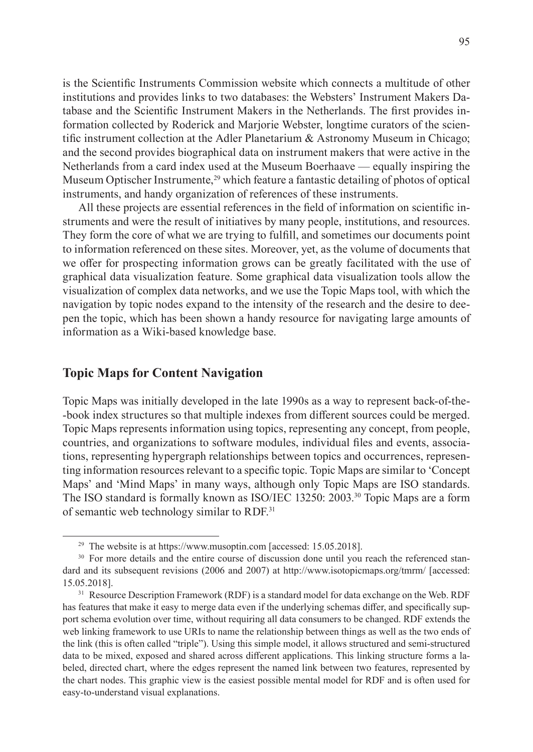is the Scientific Instruments Commission website which connects a multitude of other institutions and provides links to two databases: the Websters' Instrument Makers Database and the Scientific Instrument Makers in the Netherlands. The first provides information collected by Roderick and Marjorie Webster, longtime curators of the scientific instrument collection at the Adler Planetarium & Astronomy Museum in Chicago; and the second provides biographical data on instrument makers that were active in the Netherlands from a card index used at the Museum Boerhaave — equally inspiring the Museum Optischer Instrumente,[29] which feature a fantastic detailing of photos of optical instruments, and handy organization of references of these instruments.

All these projects are essential references in the field of information on scientific instruments and were the result of initiatives by many people, institutions, and resources. They form the core of what we are trying to fulfill, and sometimes our documents point to information referenced on these sites. Moreover, yet, as the volume of documents that we offer for prospecting information grows can be greatly facilitated with the use of graphical data visualization feature. Some graphical data visualization tools allow the visualization of complex data networks, and we use the Topic Maps tool, with which the navigation by topic nodes expand to the intensity of the research and the desire to deepen the topic, which has been shown a handy resource for navigating large amounts of information as a Wiki-based knowledge base.

## Topic Maps for Content Navigation

Topic Maps was initially developed in the late 1990s as a way to represent back-of-the--book index structures so that multiple indexes from different sources could be merged. Topic Maps represents information using topics, representing any concept, from people, countries, and organizations to software modules, individual files and events, associations, representing hypergraph relationships between topics and occurrences, representing information resources relevant to a specific topic. Topic Maps are similar to 'Concept Maps' and 'Mind Maps' in many ways, although only Topic Maps are ISO standards. The ISO standard is formally known as ISO/IEC 13250: 2003.[30] Topic Maps are a form of semantic web technology similar to RDF.[31]

---

[29] The website is at https://www.musoptin.com [accessed: 15.05.2018].

[30] For more details and the entire course of discussion done until you reach the referenced standard and its subsequent revisions (2006 and 2007) at http://www.isotopicmaps.org/tmrm/ [accessed: 15.05.2018].

[31] Resource Description Framework (RDF) is a standard model for data exchange on the Web. RDF has features that make it easy to merge data even if the underlying schemas differ, and specifically support schema evolution over time, without requiring all data consumers to be changed. RDF extends the web linking framework to use URIs to name the relationship between things as well as the two ends of the link (this is often called "triple"). Using this simple model, it allows structured and semi-structured data to be mixed, exposed and shared across different applications. This linking structure forms a labeled, directed chart, where the edges represent the named link between two features, represented by the chart nodes. This graphic view is the easiest possible mental model for RDF and is often used for easy-to-understand visual explanations.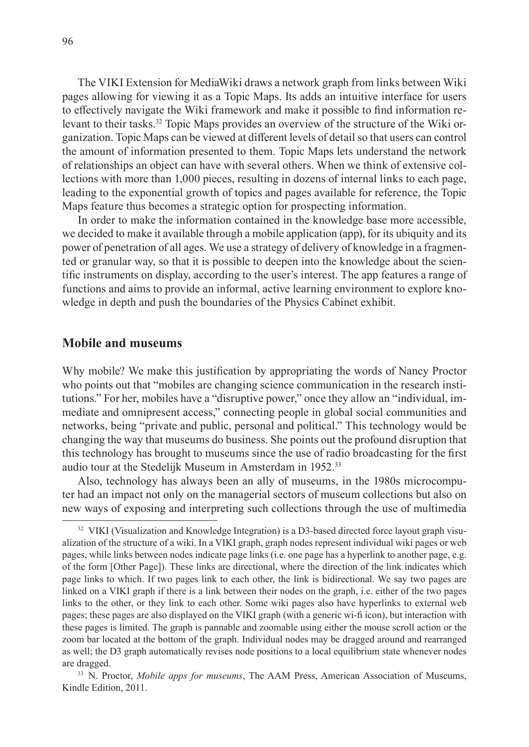The VIKI Extension for MediaWiki draws a network graph from links between Wiki pages allowing for viewing it as a Topic Maps. Its adds an intuitive interface for users to effectively navigate the Wiki framework and make it possible to find information relevant to their tasks.[32] Topic Maps provides an overview of the structure of the Wiki organization. Topic Maps can be viewed at different levels of detail so that users can control the amount of information presented to them. Topic Maps lets understand the network of relationships an object can have with several others. When we think of extensive collections with more than 1,000 pieces, resulting in dozens of internal links to each page, leading to the exponential growth of topics and pages available for reference, the Topic Maps feature thus becomes a strategic option for prospecting information.

In order to make the information contained in the knowledge base more accessible, we decided to make it available through a mobile application (app), for its ubiquity and its power of penetration of all ages. We use a strategy of delivery of knowledge in a fragmented or granular way, so that it is possible to deepen into the knowledge about the scientific instruments on display, according to the user's interest. The app features a range of functions and aims to provide an informal, active learning environment to explore knowledge in depth and push the boundaries of the Physics Cabinet exhibit.

## Mobile and museums

Why mobile? We make this justification by appropriating the words of Nancy Proctor who points out that "mobiles are changing science communication in the research institutions." For her, mobiles have a "disruptive power," once they allow an "individual, immediate and omnipresent access," connecting people in global social communities and networks, being "private and public, personal and political." This technology would be changing the way that museums do business. She points out the profound disruption that this technology has brought to museums since the use of radio broadcasting for the first audio tour at the Stedelijk Museum in Amsterdam in 1952.[33]

Also, technology has always been an ally of museums, in the 1980s microcomputer had an impact not only on the managerial sectors of museum collections but also on new ways of exposing and interpreting such collections through the use of multimedia

---

[32] VIKI (Visualization and Knowledge Integration) is a D3-based directed force layout graph visualization of the structure of a wiki. In a VIKI graph, graph nodes represent individual wiki pages or web pages, while links between nodes indicate page links (i.e. one page has a hyperlink to another page, e.g. of the form [Other Page]). These links are directional, where the direction of the link indicates which page links to which. If two pages link to each other, the link is bidirectional. We say two pages are linked on a VIKI graph if there is a link between their nodes on the graph, i.e. either of the two pages links to the other, or they link to each other. Some wiki pages also have hyperlinks to external web pages; these pages are also displayed on the VIKI graph (with a generic wi-fi icon), but interaction with these pages is limited. The graph is pannable and zoomable using either the mouse scroll action or the zoom bar located at the bottom of the graph. Individual nodes may be dragged around and rearranged as well; the D3 graph automatically revises node positions to a local equilibrium state whenever nodes are dragged.

[33] N. Proctor, *Mobile apps for museums*, The AAM Press, American Association of Museums, Kindle Edition, 2011.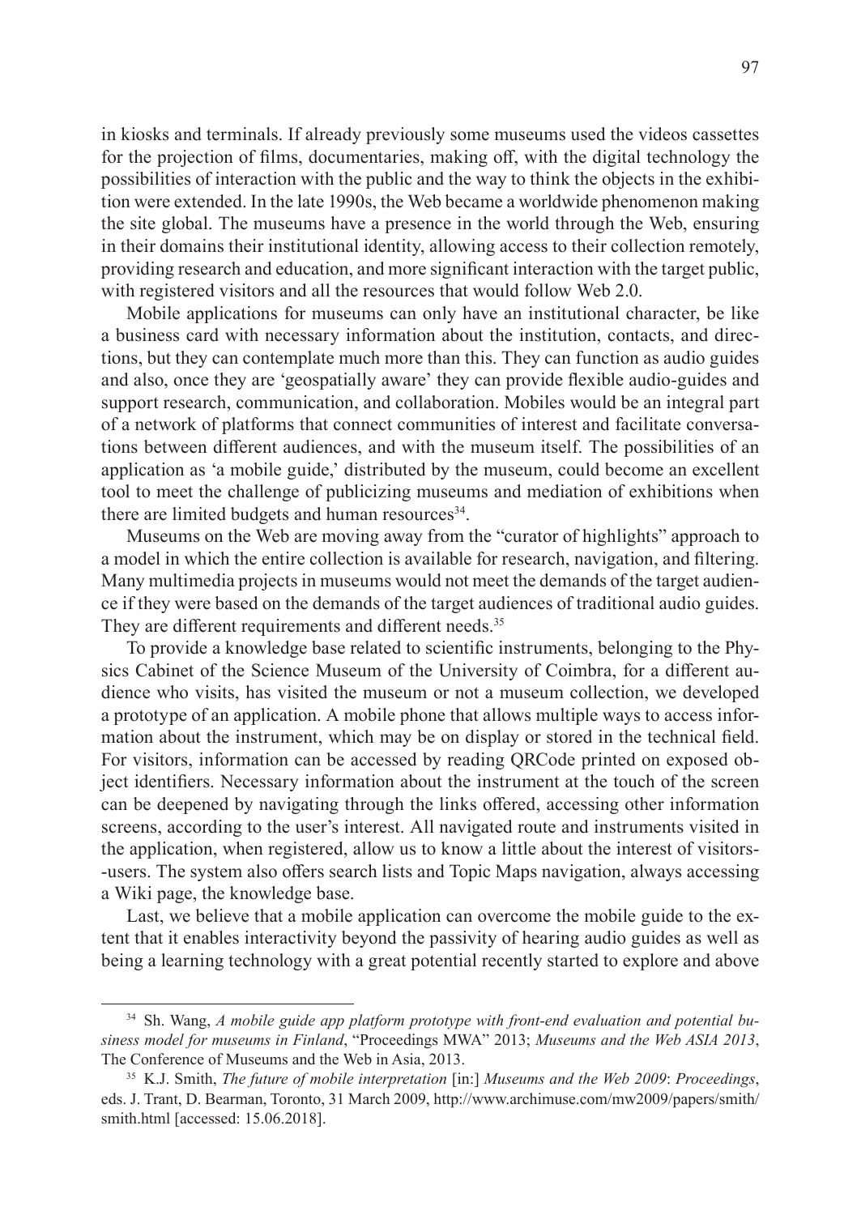in kiosks and terminals. If already previously some museums used the videos cassettes for the projection of films, documentaries, making off, with the digital technology the possibilities of interaction with the public and the way to think the objects in the exhibition were extended. In the late 1990s, the Web became a worldwide phenomenon making the site global. The museums have a presence in the world through the Web, ensuring in their domains their institutional identity, allowing access to their collection remotely, providing research and education, and more significant interaction with the target public, with registered visitors and all the resources that would follow Web 2.0.

Mobile applications for museums can only have an institutional character, be like a business card with necessary information about the institution, contacts, and directions, but they can contemplate much more than this. They can function as audio guides and also, once they are 'geospatially aware' they can provide flexible audio-guides and support research, communication, and collaboration. Mobiles would be an integral part of a network of platforms that connect communities of interest and facilitate conversations between different audiences, and with the museum itself. The possibilities of an application as 'a mobile guide,' distributed by the museum, could become an excellent tool to meet the challenge of publicizing museums and mediation of exhibitions when there are limited budgets and human resources[34].

Museums on the Web are moving away from the "curator of highlights" approach to a model in which the entire collection is available for research, navigation, and filtering. Many multimedia projects in museums would not meet the demands of the target audience if they were based on the demands of the target audiences of traditional audio guides. They are different requirements and different needs.[35]

To provide a knowledge base related to scientific instruments, belonging to the Physics Cabinet of the Science Museum of the University of Coimbra, for a different audience who visits, has visited the museum or not a museum collection, we developed a prototype of an application. A mobile phone that allows multiple ways to access information about the instrument, which may be on display or stored in the technical field. For visitors, information can be accessed by reading QRCode printed on exposed object identifiers. Necessary information about the instrument at the touch of the screen can be deepened by navigating through the links offered, accessing other information screens, according to the user's interest. All navigated route and instruments visited in the application, when registered, allow us to know a little about the interest of visitors-users. The system also offers search lists and Topic Maps navigation, always accessing a Wiki page, the knowledge base.

Last, we believe that a mobile application can overcome the mobile guide to the extent that it enables interactivity beyond the passivity of hearing audio guides as well as being a learning technology with a great potential recently started to explore and above

---

[34] Sh. Wang, *A mobile guide app platform prototype with front-end evaluation and potential business model for museums in Finland*, "Proceedings MWA" 2013; *Museums and the Web ASIA 2013*, The Conference of Museums and the Web in Asia, 2013.

[35] K.J. Smith, *The future of mobile interpretation* [in:] *Museums and the Web 2009*: *Proceedings*, eds. J. Trant, D. Bearman, Toronto, 31 March 2009, http://www.archimuse.com/mw2009/papers/smith/smith.html [accessed: 15.06.2018].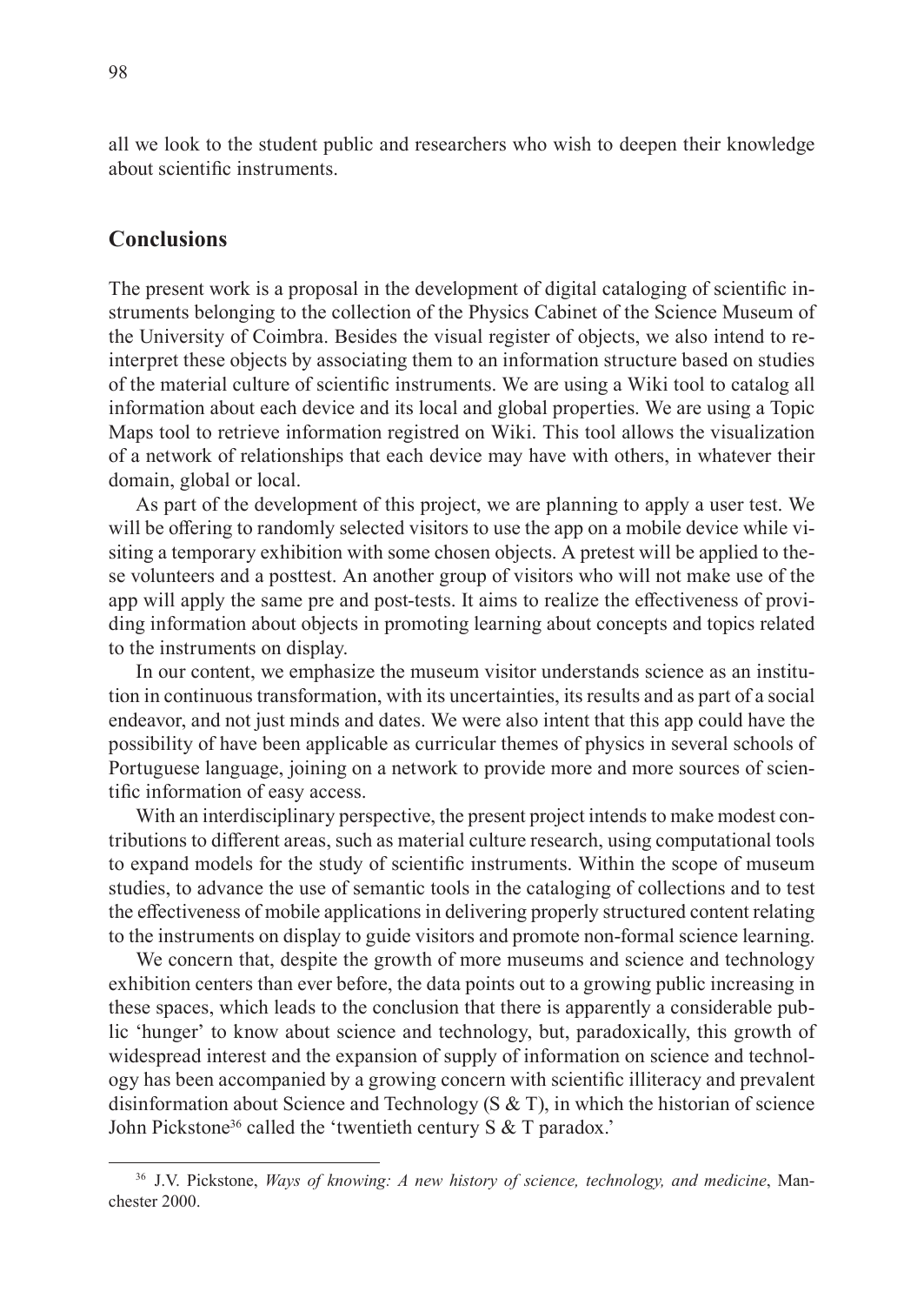all we look to the student public and researchers who wish to deepen their knowledge about scientific instruments.

## Conclusions

The present work is a proposal in the development of digital cataloging of scientific instruments belonging to the collection of the Physics Cabinet of the Science Museum of the University of Coimbra. Besides the visual register of objects, we also intend to reinterpret these objects by associating them to an information structure based on studies of the material culture of scientific instruments. We are using a Wiki tool to catalog all information about each device and its local and global properties. We are using a Topic Maps tool to retrieve information registred on Wiki. This tool allows the visualization of a network of relationships that each device may have with others, in whatever their domain, global or local.

As part of the development of this project, we are planning to apply a user test. We will be offering to randomly selected visitors to use the app on a mobile device while visiting a temporary exhibition with some chosen objects. A pretest will be applied to these volunteers and a posttest. An another group of visitors who will not make use of the app will apply the same pre and post-tests. It aims to realize the effectiveness of providing information about objects in promoting learning about concepts and topics related to the instruments on display.

In our content, we emphasize the museum visitor understands science as an institution in continuous transformation, with its uncertainties, its results and as part of a social endeavor, and not just minds and dates. We were also intent that this app could have the possibility of have been applicable as curricular themes of physics in several schools of Portuguese language, joining on a network to provide more and more sources of scientific information of easy access.

With an interdisciplinary perspective, the present project intends to make modest contributions to different areas, such as material culture research, using computational tools to expand models for the study of scientific instruments. Within the scope of museum studies, to advance the use of semantic tools in the cataloging of collections and to test the effectiveness of mobile applications in delivering properly structured content relating to the instruments on display to guide visitors and promote non-formal science learning.

We concern that, despite the growth of more museums and science and technology exhibition centers than ever before, the data points out to a growing public increasing in these spaces, which leads to the conclusion that there is apparently a considerable public 'hunger' to know about science and technology, but, paradoxically, this growth of widespread interest and the expansion of supply of information on science and technology has been accompanied by a growing concern with scientific illiteracy and prevalent disinformation about Science and Technology (S & T), in which the historian of science John Pickstone[36] called the 'twentieth century S & T paradox.'

[36] J.V. Pickstone, *Ways of knowing: A new history of science, technology, and medicine*, Manchester 2000.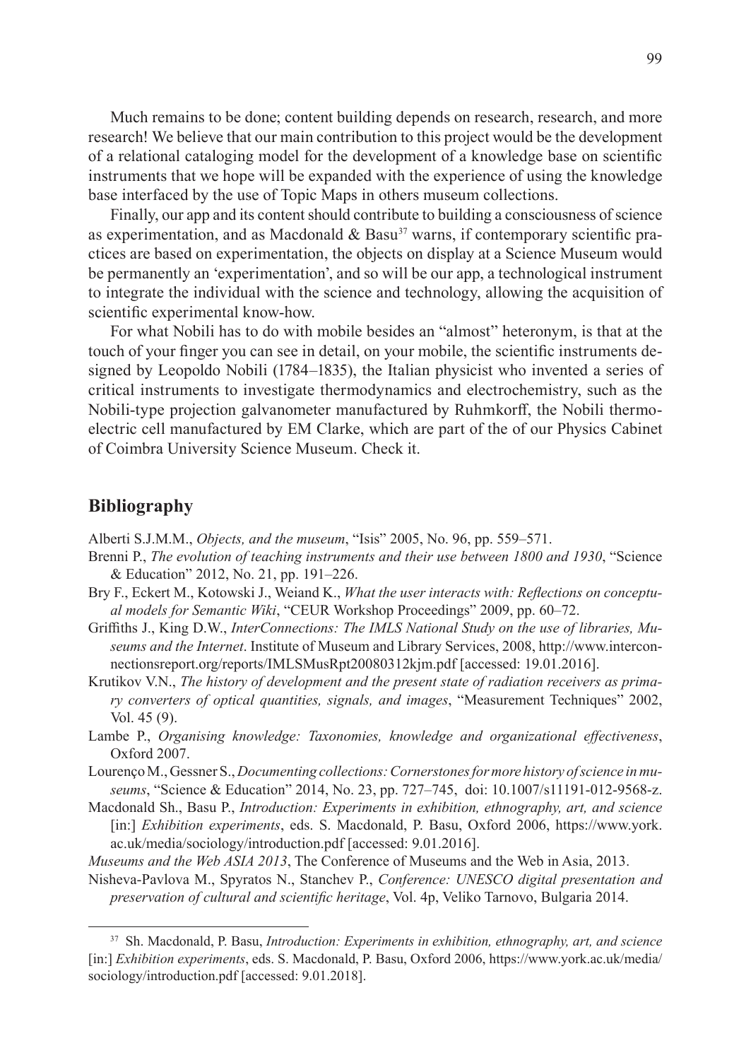Much remains to be done; content building depends on research, research, and more research! We believe that our main contribution to this project would be the development of a relational cataloging model for the development of a knowledge base on scientific instruments that we hope will be expanded with the experience of using the knowledge base interfaced by the use of Topic Maps in others museum collections.

Finally, our app and its content should contribute to building a consciousness of science as experimentation, and as Macdonald & Basu[37] warns, if contemporary scientific practices are based on experimentation, the objects on display at a Science Museum would be permanently an 'experimentation', and so will be our app, a technological instrument to integrate the individual with the science and technology, allowing the acquisition of scientific experimental know-how.

For what Nobili has to do with mobile besides an "almost" heteronym, is that at the touch of your finger you can see in detail, on your mobile, the scientific instruments designed by Leopoldo Nobili (1784–1835), the Italian physicist who invented a series of critical instruments to investigate thermodynamics and electrochemistry, such as the Nobili-type projection galvanometer manufactured by Ruhmkorff, the Nobili thermoelectric cell manufactured by EM Clarke, which are part of the of our Physics Cabinet of Coimbra University Science Museum. Check it.

## Bibliography

Alberti S.J.M.M., *Objects, and the museum*, "Isis" 2005, No. 96, pp. 559–571.

Brenni P., *The evolution of teaching instruments and their use between 1800 and 1930*, "Science & Education" 2012, No. 21, pp. 191–226.

Bry F., Eckert M., Kotowski J., Weiand K., *What the user interacts with: Reflections on conceptual models for Semantic Wiki*, "CEUR Workshop Proceedings" 2009, pp. 60–72.

Griffiths J., King D.W., *InterConnections: The IMLS National Study on the use of libraries, Museums and the Internet*. Institute of Museum and Library Services, 2008, http://www.interconnectionsreport.org/reports/IMLSMusRpt20080312kjm.pdf [accessed: 19.01.2016].

Krutikov V.N., *The history of development and the present state of radiation receivers as primary converters of optical quantities, signals, and images*, "Measurement Techniques" 2002, Vol. 45 (9).

Lambe P., *Organising knowledge: Taxonomies, knowledge and organizational effectiveness*, Oxford 2007.

Lourenço M., Gessner S., *Documenting collections: Cornerstones for more history of science in museums*, "Science & Education" 2014, No. 23, pp. 727–745, doi: 10.1007/s11191-012-9568-z.

Macdonald Sh., Basu P., *Introduction: Experiments in exhibition, ethnography, art, and science* [in:] *Exhibition experiments*, eds. S. Macdonald, P. Basu, Oxford 2006, https://www.york.ac.uk/media/sociology/introduction.pdf [accessed: 9.01.2016].

*Museums and the Web ASIA 2013*, The Conference of Museums and the Web in Asia, 2013.

Nisheva-Pavlova M., Spyratos N., Stanchev P., *Conference: UNESCO digital presentation and preservation of cultural and scientific heritage*, Vol. 4p, Veliko Tarnovo, Bulgaria 2014.

---

[37] Sh. Macdonald, P. Basu, *Introduction: Experiments in exhibition, ethnography, art, and science* [in:] *Exhibition experiments*, eds. S. Macdonald, P. Basu, Oxford 2006, https://www.york.ac.uk/media/sociology/introduction.pdf [accessed: 9.01.2018].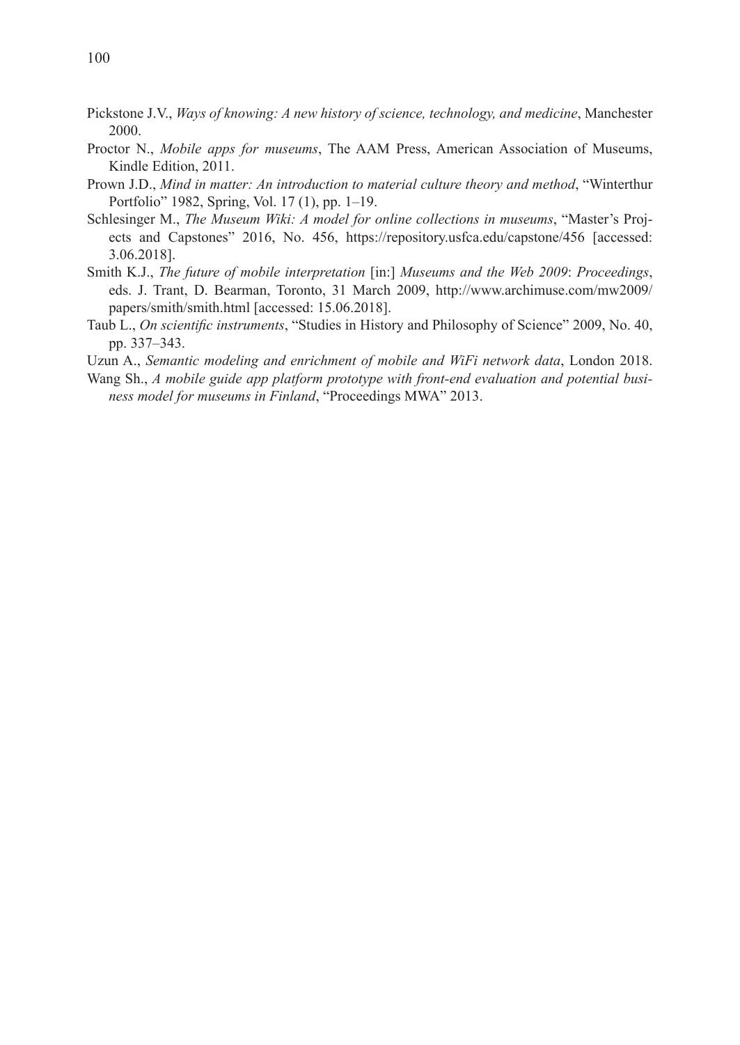Pickstone J.V., *Ways of knowing: A new history of science, technology, and medicine*, Manchester 2000.

Proctor N., *Mobile apps for museums*, The AAM Press, American Association of Museums, Kindle Edition, 2011.

Prown J.D., *Mind in matter: An introduction to material culture theory and method*, "Winterthur Portfolio" 1982, Spring, Vol. 17 (1), pp. 1–19.

Schlesinger M., *The Museum Wiki: A model for online collections in museums*, "Master's Projects and Capstones" 2016, No. 456, https://repository.usfca.edu/capstone/456 [accessed: 3.06.2018].

Smith K.J., *The future of mobile interpretation* [in:] *Museums and the Web 2009*: *Proceedings*, eds. J. Trant, D. Bearman, Toronto, 31 March 2009, http://www.archimuse.com/mw2009/papers/smith/smith.html [accessed: 15.06.2018].

Taub L., *On scientific instruments*, "Studies in History and Philosophy of Science" 2009, No. 40, pp. 337–343.

Uzun A., *Semantic modeling and enrichment of mobile and WiFi network data*, London 2018.

Wang Sh., *A mobile guide app platform prototype with front-end evaluation and potential business model for museums in Finland*, "Proceedings MWA" 2013.